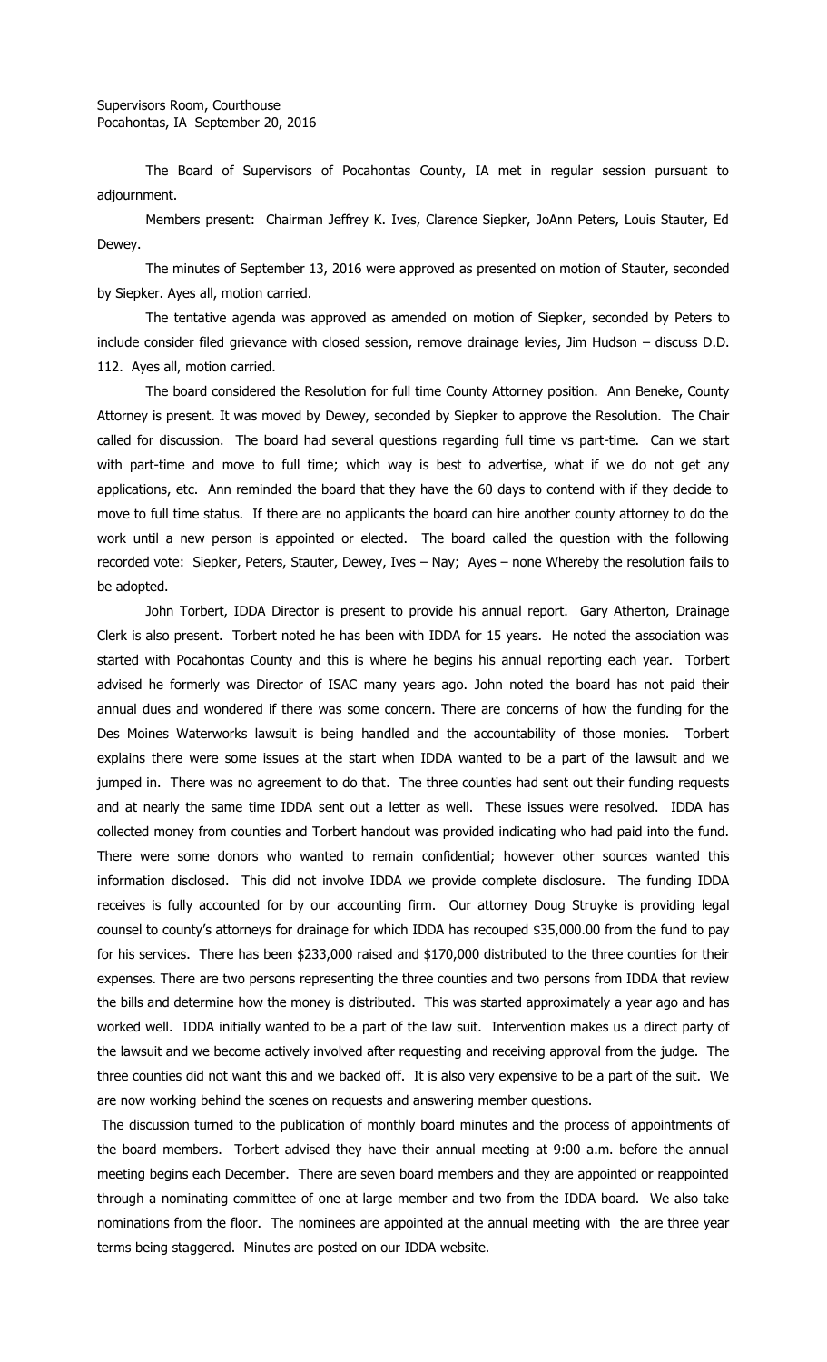Supervisors Room, Courthouse
Pocahontas, IA September 20, 2016

The Board of Supervisors of Pocahontas County, IA met in regular session pursuant to adjournment.

Members present: Chairman Jeffrey K. Ives, Clarence Siepker, JoAnn Peters, Louis Stauter, Ed Dewey.

The minutes of September 13, 2016 were approved as presented on motion of Stauter, seconded by Siepker. Ayes all, motion carried.

The tentative agenda was approved as amended on motion of Siepker, seconded by Peters to include consider filed grievance with closed session, remove drainage levies, Jim Hudson – discuss D.D. 112. Ayes all, motion carried.

The board considered the Resolution for full time County Attorney position. Ann Beneke, County Attorney is present. It was moved by Dewey, seconded by Siepker to approve the Resolution. The Chair called for discussion. The board had several questions regarding full time vs part-time. Can we start with part-time and move to full time; which way is best to advertise, what if we do not get any applications, etc. Ann reminded the board that they have the 60 days to contend with if they decide to move to full time status. If there are no applicants the board can hire another county attorney to do the work until a new person is appointed or elected. The board called the question with the following recorded vote: Siepker, Peters, Stauter, Dewey, Ives – Nay; Ayes – none Whereby the resolution fails to be adopted.

John Torbert, IDDA Director is present to provide his annual report. Gary Atherton, Drainage Clerk is also present. Torbert noted he has been with IDDA for 15 years. He noted the association was started with Pocahontas County and this is where he begins his annual reporting each year. Torbert advised he formerly was Director of ISAC many years ago. John noted the board has not paid their annual dues and wondered if there was some concern. There are concerns of how the funding for the Des Moines Waterworks lawsuit is being handled and the accountability of those monies. Torbert explains there were some issues at the start when IDDA wanted to be a part of the lawsuit and we jumped in. There was no agreement to do that. The three counties had sent out their funding requests and at nearly the same time IDDA sent out a letter as well. These issues were resolved. IDDA has collected money from counties and Torbert handout was provided indicating who had paid into the fund. There were some donors who wanted to remain confidential; however other sources wanted this information disclosed. This did not involve IDDA we provide complete disclosure. The funding IDDA receives is fully accounted for by our accounting firm. Our attorney Doug Struyke is providing legal counsel to county's attorneys for drainage for which IDDA has recouped $35,000.00 from the fund to pay for his services. There has been $233,000 raised and $170,000 distributed to the three counties for their expenses. There are two persons representing the three counties and two persons from IDDA that review the bills and determine how the money is distributed. This was started approximately a year ago and has worked well. IDDA initially wanted to be a part of the law suit. Intervention makes us a direct party of the lawsuit and we become actively involved after requesting and receiving approval from the judge. The three counties did not want this and we backed off. It is also very expensive to be a part of the suit. We are now working behind the scenes on requests and answering member questions.

The discussion turned to the publication of monthly board minutes and the process of appointments of the board members. Torbert advised they have their annual meeting at 9:00 a.m. before the annual meeting begins each December. There are seven board members and they are appointed or reappointed through a nominating committee of one at large member and two from the IDDA board. We also take nominations from the floor. The nominees are appointed at the annual meeting with the are three year terms being staggered. Minutes are posted on our IDDA website.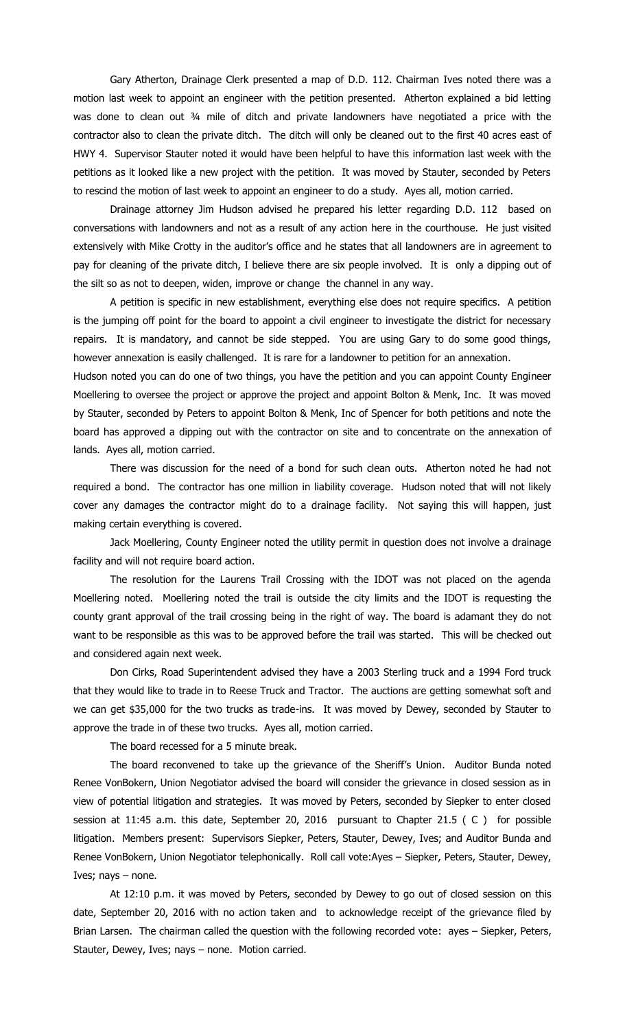Gary Atherton, Drainage Clerk presented a map of D.D. 112. Chairman Ives noted there was a motion last week to appoint an engineer with the petition presented. Atherton explained a bid letting was done to clean out ¾ mile of ditch and private landowners have negotiated a price with the contractor also to clean the private ditch. The ditch will only be cleaned out to the first 40 acres east of HWY 4. Supervisor Stauter noted it would have been helpful to have this information last week with the petitions as it looked like a new project with the petition. It was moved by Stauter, seconded by Peters to rescind the motion of last week to appoint an engineer to do a study. Ayes all, motion carried.

Drainage attorney Jim Hudson advised he prepared his letter regarding D.D. 112 based on conversations with landowners and not as a result of any action here in the courthouse. He just visited extensively with Mike Crotty in the auditor's office and he states that all landowners are in agreement to pay for cleaning of the private ditch, I believe there are six people involved. It is only a dipping out of the silt so as not to deepen, widen, improve or change the channel in any way.

A petition is specific in new establishment, everything else does not require specifics. A petition is the jumping off point for the board to appoint a civil engineer to investigate the district for necessary repairs. It is mandatory, and cannot be side stepped. You are using Gary to do some good things, however annexation is easily challenged. It is rare for a landowner to petition for an annexation.

Hudson noted you can do one of two things, you have the petition and you can appoint County Engineer Moellering to oversee the project or approve the project and appoint Bolton & Menk, Inc. It was moved by Stauter, seconded by Peters to appoint Bolton & Menk, Inc of Spencer for both petitions and note the board has approved a dipping out with the contractor on site and to concentrate on the annexation of lands. Ayes all, motion carried.

There was discussion for the need of a bond for such clean outs. Atherton noted he had not required a bond. The contractor has one million in liability coverage. Hudson noted that will not likely cover any damages the contractor might do to a drainage facility. Not saying this will happen, just making certain everything is covered.

Jack Moellering, County Engineer noted the utility permit in question does not involve a drainage facility and will not require board action.

The resolution for the Laurens Trail Crossing with the IDOT was not placed on the agenda Moellering noted. Moellering noted the trail is outside the city limits and the IDOT is requesting the county grant approval of the trail crossing being in the right of way. The board is adamant they do not want to be responsible as this was to be approved before the trail was started. This will be checked out and considered again next week.

Don Cirks, Road Superintendent advised they have a 2003 Sterling truck and a 1994 Ford truck that they would like to trade in to Reese Truck and Tractor. The auctions are getting somewhat soft and we can get $35,000 for the two trucks as trade-ins. It was moved by Dewey, seconded by Stauter to approve the trade in of these two trucks. Ayes all, motion carried.

The board recessed for a 5 minute break.

The board reconvened to take up the grievance of the Sheriff's Union. Auditor Bunda noted Renee VonBokern, Union Negotiator advised the board will consider the grievance in closed session as in view of potential litigation and strategies. It was moved by Peters, seconded by Siepker to enter closed session at 11:45 a.m. this date, September 20, 2016 pursuant to Chapter 21.5 ( C ) for possible litigation. Members present: Supervisors Siepker, Peters, Stauter, Dewey, Ives; and Auditor Bunda and Renee VonBokern, Union Negotiator telephonically. Roll call vote:Ayes – Siepker, Peters, Stauter, Dewey, Ives; nays – none.

At 12:10 p.m. it was moved by Peters, seconded by Dewey to go out of closed session on this date, September 20, 2016 with no action taken and to acknowledge receipt of the grievance filed by Brian Larsen. The chairman called the question with the following recorded vote: ayes – Siepker, Peters, Stauter, Dewey, Ives; nays – none. Motion carried.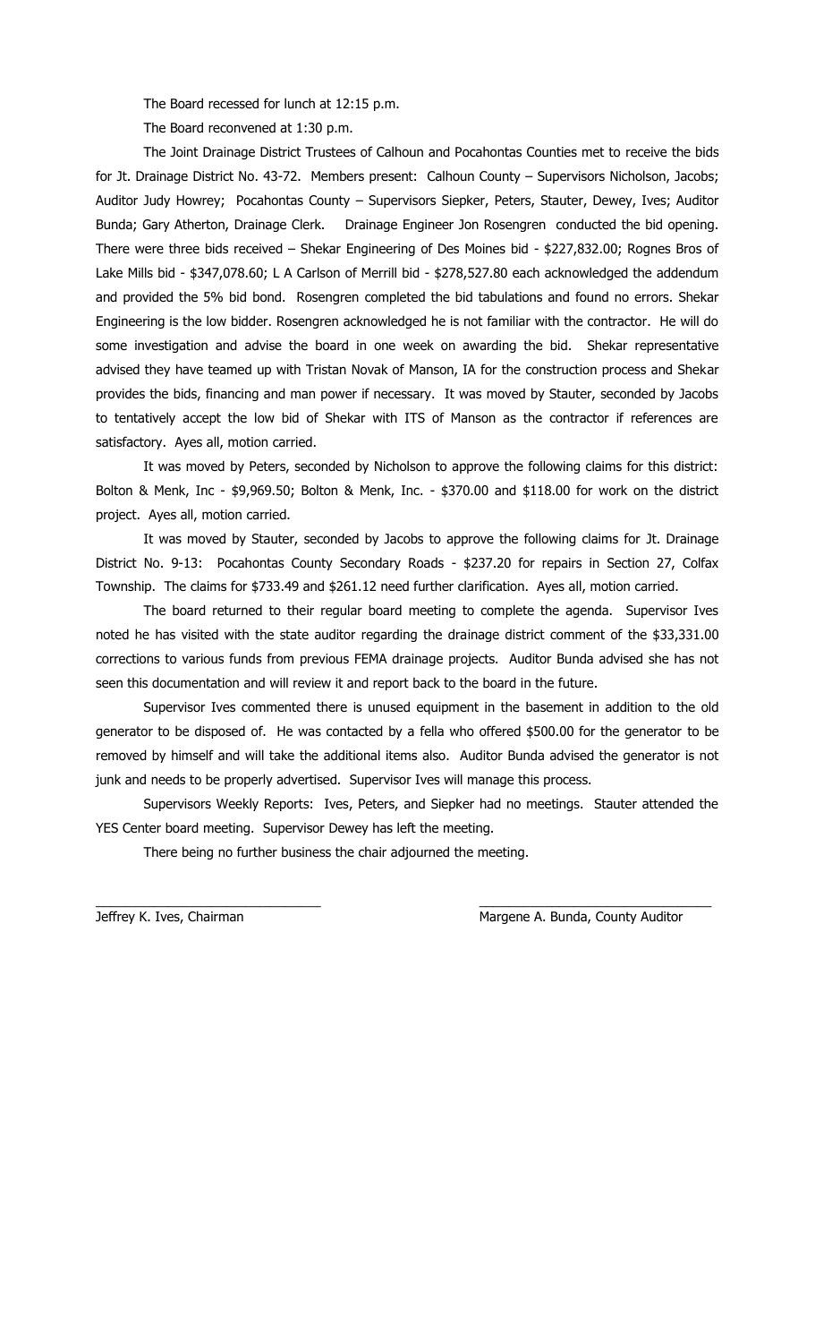The Board recessed for lunch at 12:15 p.m.

The Board reconvened at 1:30 p.m.

The Joint Drainage District Trustees of Calhoun and Pocahontas Counties met to receive the bids for Jt. Drainage District No. 43-72. Members present: Calhoun County – Supervisors Nicholson, Jacobs; Auditor Judy Howrey; Pocahontas County – Supervisors Siepker, Peters, Stauter, Dewey, Ives; Auditor Bunda; Gary Atherton, Drainage Clerk. Drainage Engineer Jon Rosengren conducted the bid opening. There were three bids received – Shekar Engineering of Des Moines bid - $227,832.00; Rognes Bros of Lake Mills bid - $347,078.60; L A Carlson of Merrill bid - $278,527.80 each acknowledged the addendum and provided the 5% bid bond. Rosengren completed the bid tabulations and found no errors. Shekar Engineering is the low bidder. Rosengren acknowledged he is not familiar with the contractor. He will do some investigation and advise the board in one week on awarding the bid. Shekar representative advised they have teamed up with Tristan Novak of Manson, IA for the construction process and Shekar provides the bids, financing and man power if necessary. It was moved by Stauter, seconded by Jacobs to tentatively accept the low bid of Shekar with ITS of Manson as the contractor if references are satisfactory. Ayes all, motion carried.

It was moved by Peters, seconded by Nicholson to approve the following claims for this district: Bolton & Menk, Inc - $9,969.50; Bolton & Menk, Inc. - $370.00 and $118.00 for work on the district project. Ayes all, motion carried.

It was moved by Stauter, seconded by Jacobs to approve the following claims for Jt. Drainage District No. 9-13: Pocahontas County Secondary Roads - $237.20 for repairs in Section 27, Colfax Township. The claims for $733.49 and $261.12 need further clarification. Ayes all, motion carried.

The board returned to their regular board meeting to complete the agenda. Supervisor Ives noted he has visited with the state auditor regarding the drainage district comment of the $33,331.00 corrections to various funds from previous FEMA drainage projects. Auditor Bunda advised she has not seen this documentation and will review it and report back to the board in the future.

Supervisor Ives commented there is unused equipment in the basement in addition to the old generator to be disposed of. He was contacted by a fella who offered $500.00 for the generator to be removed by himself and will take the additional items also. Auditor Bunda advised the generator is not junk and needs to be properly advertised. Supervisor Ives will manage this process.

Supervisors Weekly Reports: Ives, Peters, and Siepker had no meetings. Stauter attended the YES Center board meeting. Supervisor Dewey has left the meeting.

There being no further business the chair adjourned the meeting.

\_\_\_\_\_\_\_\_\_\_\_\_\_\_\_\_\_\_\_\_\_\_\_\_\_\_\_\_\_\_\_\_ \_\_\_\_\_\_\_\_\_\_\_\_\_\_\_\_\_\_\_\_\_\_\_\_\_\_\_\_\_\_\_\_

Jeffrey K. Ives, Chairman Margene A. Bunda, County Auditor